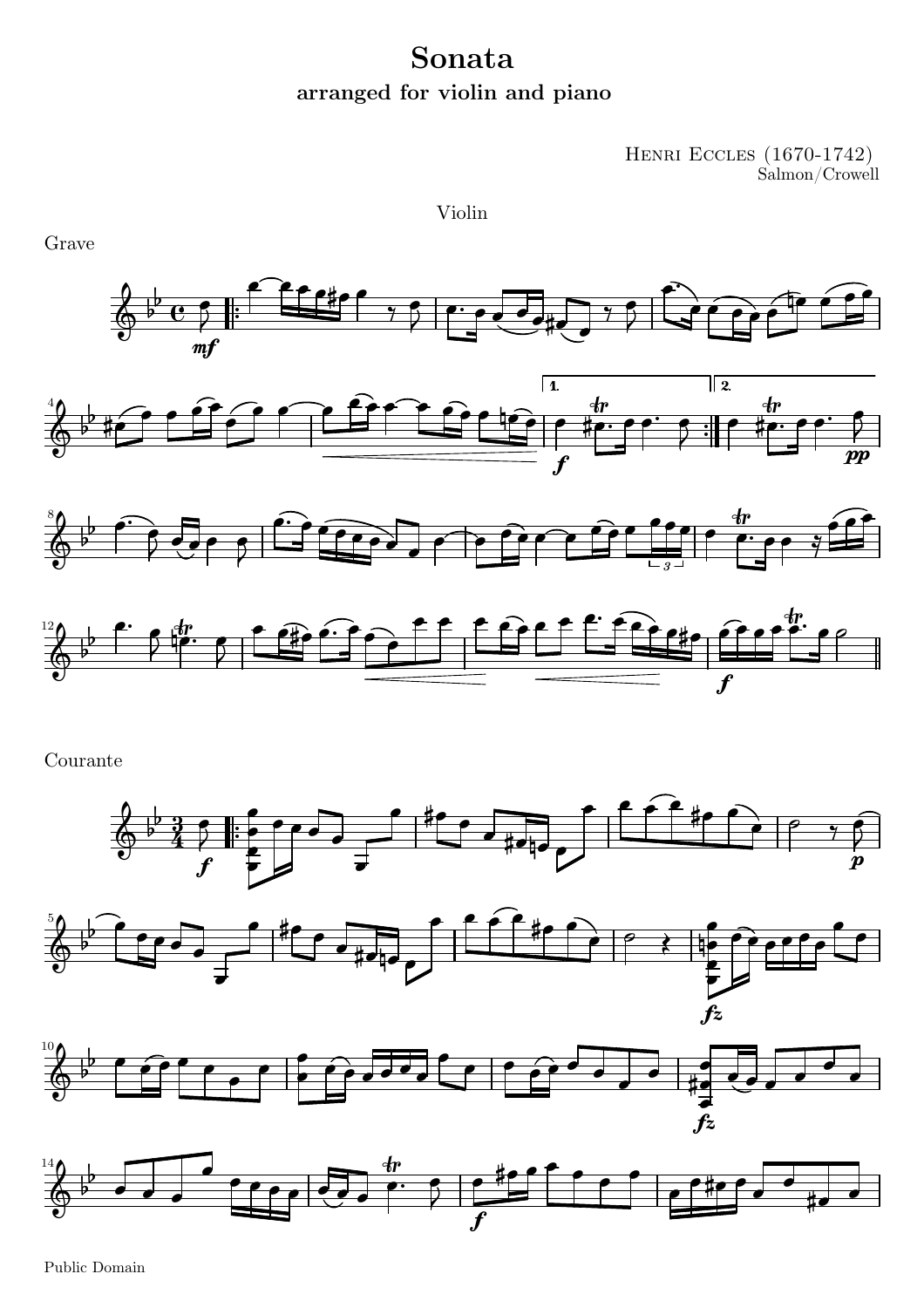# Sonata

## arranged for violin and piano

Henri Eccles (1670-1742)
Salmon/Crowell

Violin

Grave

Courante

Public Domain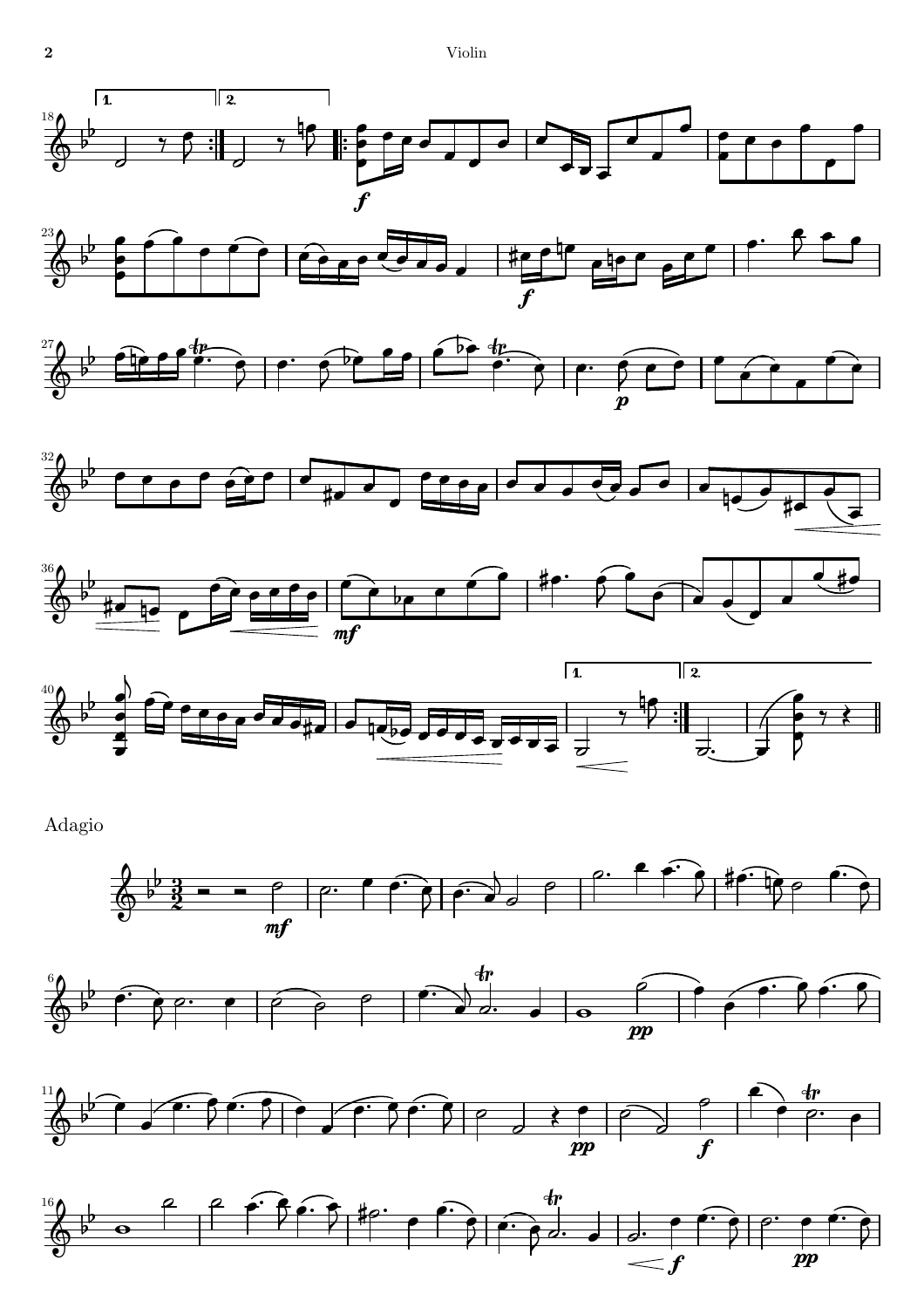Adagio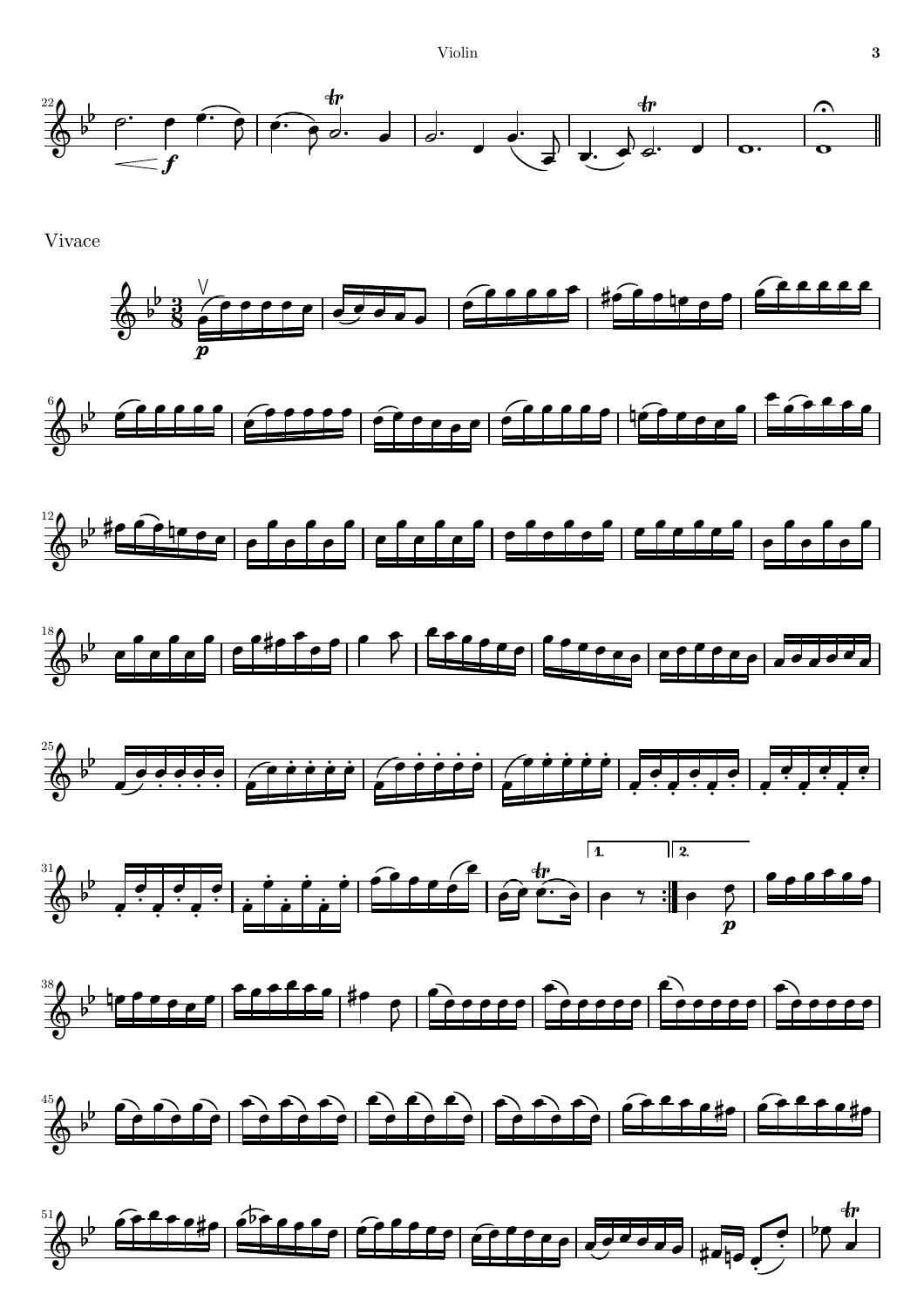Vivace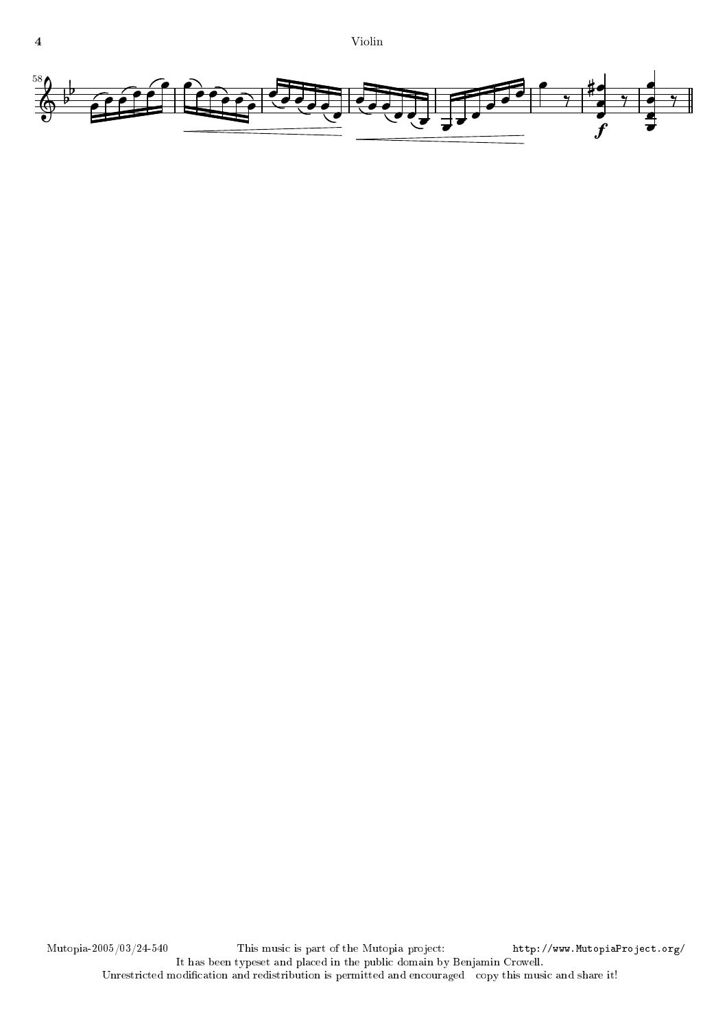Mutopia-2005/03/24-540 This music is part of the Mutopia project: http://www.MutopiaProject.org/
It has been typeset and placed in the public domain by Benjamin Crowell.
Unrestricted modification and redistribution is permitted and encouraged—copy this music and share it!